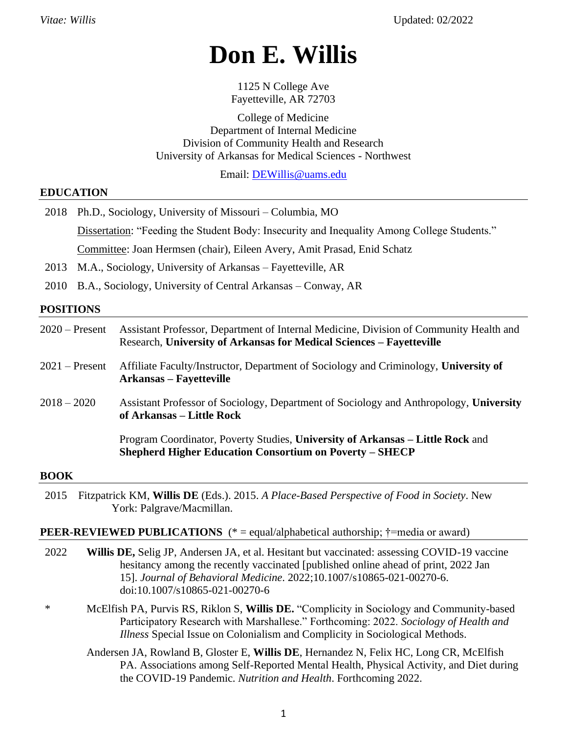# Don E. Willis

1125 N College Ave
Fayetteville, AR 72703

College of Medicine
Department of Internal Medicine
Division of Community Health and Research
University of Arkansas for Medical Sciences - Northwest

Email: DEWillis@uams.edu

## EDUCATION

2018 Ph.D., Sociology, University of Missouri – Columbia, MO

Dissertation: "Feeding the Student Body: Insecurity and Inequality Among College Students."

Committee: Joan Hermsen (chair), Eileen Avery, Amit Prasad, Enid Schatz

2013 M.A., Sociology, University of Arkansas – Fayetteville, AR

2010 B.A., Sociology, University of Central Arkansas – Conway, AR

## POSITIONS

2020 – Present Assistant Professor, Department of Internal Medicine, Division of Community Health and Research, **University of Arkansas for Medical Sciences – Fayetteville**

2021 – Present Affiliate Faculty/Instructor, Department of Sociology and Criminology, **University of Arkansas – Fayetteville**

2018 – 2020 Assistant Professor of Sociology, Department of Sociology and Anthropology, **University of Arkansas – Little Rock**

Program Coordinator, Poverty Studies, **University of Arkansas – Little Rock** and **Shepherd Higher Education Consortium on Poverty – SHECP**

## BOOK

2015 Fitzpatrick KM, **Willis DE** (Eds.). 2015. *A Place-Based Perspective of Food in Society*. New York: Palgrave/Macmillan.

## PEER-REVIEWED PUBLICATIONS (* = equal/alphabetical authorship; †=media or award)

2022 **Willis DE,** Selig JP, Andersen JA, et al. Hesitant but vaccinated: assessing COVID-19 vaccine hesitancy among the recently vaccinated [published online ahead of print, 2022 Jan 15]. *Journal of Behavioral Medicine*. 2022;10.1007/s10865-021-00270-6. doi:10.1007/s10865-021-00270-6

\* McElfish PA, Purvis RS, Riklon S, **Willis DE.** "Complicity in Sociology and Community-based Participatory Research with Marshallese." Forthcoming: 2022. *Sociology of Health and Illness* Special Issue on Colonialism and Complicity in Sociological Methods.

Andersen JA, Rowland B, Gloster E, **Willis DE**, Hernandez N, Felix HC, Long CR, McElfish PA. Associations among Self-Reported Mental Health, Physical Activity, and Diet during the COVID-19 Pandemic. *Nutrition and Health*. Forthcoming 2022.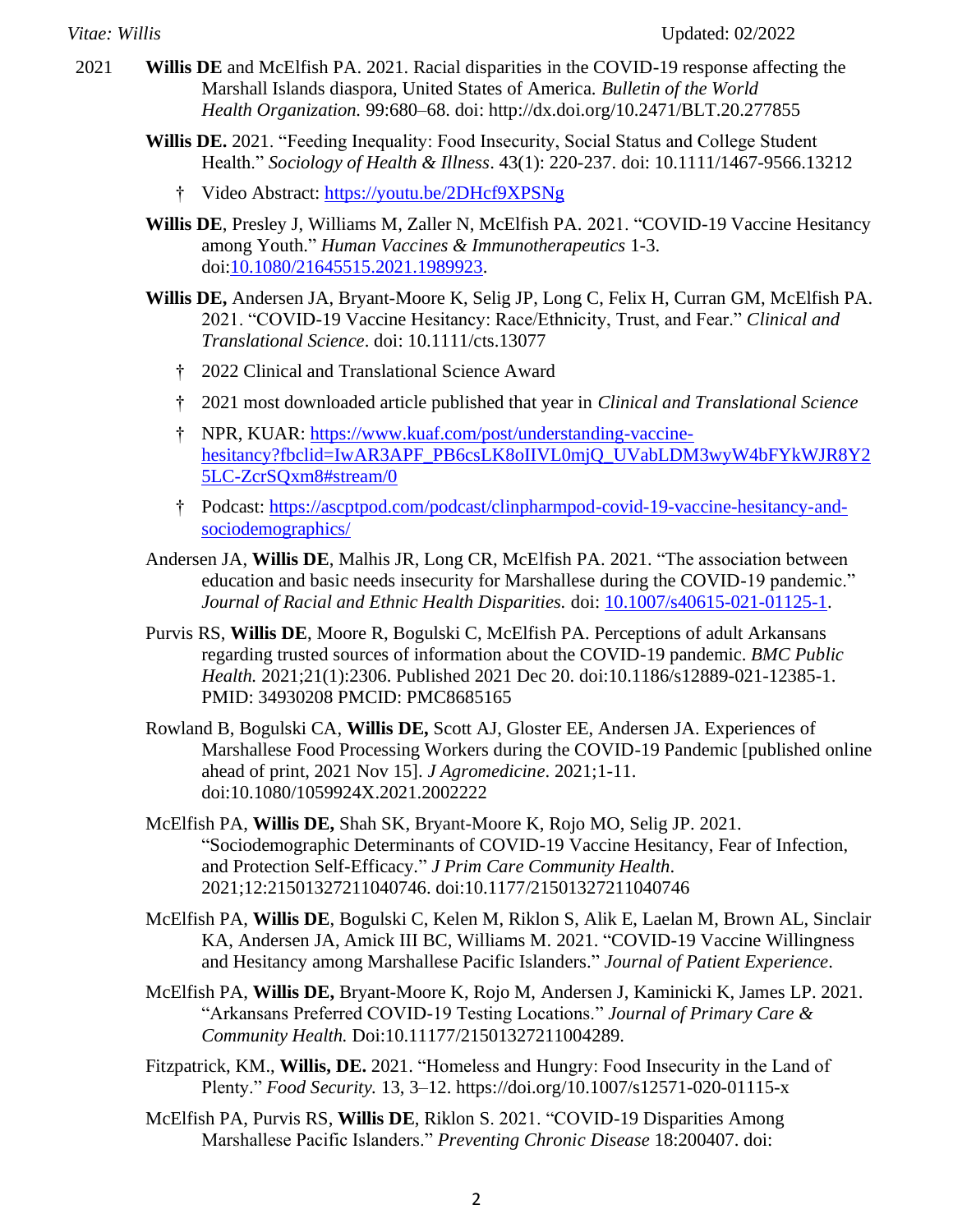2021 **Willis DE** and McElfish PA. 2021. Racial disparities in the COVID-19 response affecting the Marshall Islands diaspora, United States of America. *Bulletin of the World Health Organization.* 99:680–68. doi: http://dx.doi.org/10.2471/BLT.20.277855

**Willis DE.** 2021. "Feeding Inequality: Food Insecurity, Social Status and College Student Health." *Sociology of Health & Illness*. 43(1): 220-237. doi: 10.1111/1467-9566.13212

- † Video Abstract: https://youtu.be/2DHcf9XPSNg

**Willis DE**, Presley J, Williams M, Zaller N, McElfish PA. 2021. "COVID-19 Vaccine Hesitancy among Youth." *Human Vaccines & Immunotherapeutics* 1-3. doi:10.1080/21645515.2021.1989923.

**Willis DE,** Andersen JA, Bryant-Moore K, Selig JP, Long C, Felix H, Curran GM, McElfish PA. 2021. "COVID-19 Vaccine Hesitancy: Race/Ethnicity, Trust, and Fear." *Clinical and Translational Science*. doi: 10.1111/cts.13077

- † 2022 Clinical and Translational Science Award
- † 2021 most downloaded article published that year in *Clinical and Translational Science*
- † NPR, KUAR: https://www.kuaf.com/post/understanding-vaccine-hesitancy?fbclid=IwAR3APF_PB6csLK8oIIVL0mjQ_UVabLDM3wyW4bFYkWJR8Y25LC-ZcrSQxm8#stream/0
- † Podcast: https://ascptpod.com/podcast/clinpharmpod-covid-19-vaccine-hesitancy-and-sociodemographics/

Andersen JA, **Willis DE**, Malhis JR, Long CR, McElfish PA. 2021. "The association between education and basic needs insecurity for Marshallese during the COVID-19 pandemic." *Journal of Racial and Ethnic Health Disparities.* doi: 10.1007/s40615-021-01125-1.

Purvis RS, **Willis DE**, Moore R, Bogulski C, McElfish PA. Perceptions of adult Arkansans regarding trusted sources of information about the COVID-19 pandemic. *BMC Public Health.* 2021;21(1):2306. Published 2021 Dec 20. doi:10.1186/s12889-021-12385-1. PMID: 34930208 PMCID: PMC8685165

Rowland B, Bogulski CA, **Willis DE,** Scott AJ, Gloster EE, Andersen JA. Experiences of Marshallese Food Processing Workers during the COVID-19 Pandemic [published online ahead of print, 2021 Nov 15]. *J Agromedicine*. 2021;1-11. doi:10.1080/1059924X.2021.2002222

McElfish PA, **Willis DE,** Shah SK, Bryant-Moore K, Rojo MO, Selig JP. 2021. "Sociodemographic Determinants of COVID-19 Vaccine Hesitancy, Fear of Infection, and Protection Self-Efficacy." *J Prim Care Community Health*. 2021;12:21501327211040746. doi:10.1177/21501327211040746

McElfish PA, **Willis DE**, Bogulski C, Kelen M, Riklon S, Alik E, Laelan M, Brown AL, Sinclair KA, Andersen JA, Amick III BC, Williams M. 2021. "COVID-19 Vaccine Willingness and Hesitancy among Marshallese Pacific Islanders." *Journal of Patient Experience*.

McElfish PA, **Willis DE,** Bryant-Moore K, Rojo M, Andersen J, Kaminicki K, James LP. 2021. "Arkansans Preferred COVID-19 Testing Locations." *Journal of Primary Care & Community Health.* Doi:10.11177/21501327211004289.

Fitzpatrick, KM., **Willis, DE.** 2021. "Homeless and Hungry: Food Insecurity in the Land of Plenty." *Food Security.* 13, 3–12. https://doi.org/10.1007/s12571-020-01115-x

McElfish PA, Purvis RS, **Willis DE**, Riklon S. 2021. "COVID-19 Disparities Among Marshallese Pacific Islanders." *Preventing Chronic Disease* 18:200407. doi: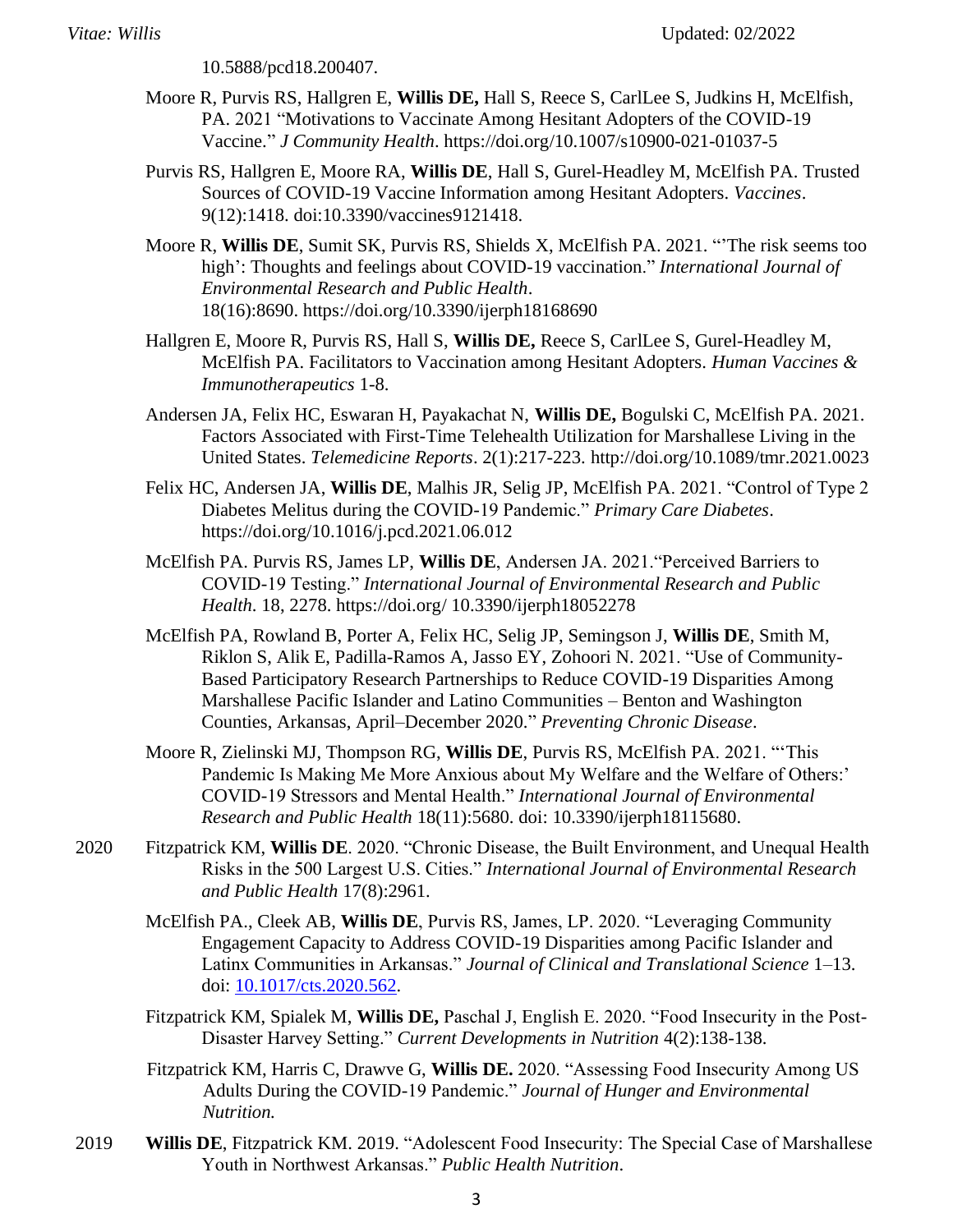10.5888/pcd18.200407.

Moore R, Purvis RS, Hallgren E, **Willis DE,** Hall S, Reece S, CarlLee S, Judkins H, McElfish, PA. 2021 "Motivations to Vaccinate Among Hesitant Adopters of the COVID-19 Vaccine." *J Community Health*. https://doi.org/10.1007/s10900-021-01037-5

Purvis RS, Hallgren E, Moore RA, **Willis DE**, Hall S, Gurel-Headley M, McElfish PA. Trusted Sources of COVID-19 Vaccine Information among Hesitant Adopters. *Vaccines*. 9(12):1418. doi:10.3390/vaccines9121418.

Moore R, **Willis DE**, Sumit SK, Purvis RS, Shields X, McElfish PA. 2021. "'The risk seems too high': Thoughts and feelings about COVID-19 vaccination." *International Journal of Environmental Research and Public Health*. 18(16):8690. https://doi.org/10.3390/ijerph18168690

Hallgren E, Moore R, Purvis RS, Hall S, **Willis DE,** Reece S, CarlLee S, Gurel-Headley M, McElfish PA. Facilitators to Vaccination among Hesitant Adopters. *Human Vaccines & Immunotherapeutics* 1-8.

Andersen JA, Felix HC, Eswaran H, Payakachat N, **Willis DE,** Bogulski C, McElfish PA. 2021. Factors Associated with First-Time Telehealth Utilization for Marshallese Living in the United States. *Telemedicine Reports*. 2(1):217-223. http://doi.org/10.1089/tmr.2021.0023

Felix HC, Andersen JA, **Willis DE**, Malhis JR, Selig JP, McElfish PA. 2021. "Control of Type 2 Diabetes Melitus during the COVID-19 Pandemic." *Primary Care Diabetes*. https://doi.org/10.1016/j.pcd.2021.06.012

McElfish PA. Purvis RS, James LP, **Willis DE**, Andersen JA. 2021."Perceived Barriers to COVID-19 Testing." *International Journal of Environmental Research and Public Health.* 18, 2278. https://doi.org/ 10.3390/ijerph18052278

McElfish PA, Rowland B, Porter A, Felix HC, Selig JP, Semingson J, **Willis DE**, Smith M, Riklon S, Alik E, Padilla-Ramos A, Jasso EY, Zohoori N. 2021. "Use of Community-Based Participatory Research Partnerships to Reduce COVID-19 Disparities Among Marshallese Pacific Islander and Latino Communities – Benton and Washington Counties, Arkansas, April–December 2020." *Preventing Chronic Disease*.

Moore R, Zielinski MJ, Thompson RG, **Willis DE**, Purvis RS, McElfish PA. 2021. "'This Pandemic Is Making Me More Anxious about My Welfare and the Welfare of Others:' COVID-19 Stressors and Mental Health." *International Journal of Environmental Research and Public Health* 18(11):5680. doi: 10.3390/ijerph18115680.

2020 Fitzpatrick KM, **Willis DE**. 2020. "Chronic Disease, the Built Environment, and Unequal Health Risks in the 500 Largest U.S. Cities." *International Journal of Environmental Research and Public Health* 17(8):2961.

McElfish PA., Cleek AB, **Willis DE**, Purvis RS, James, LP. 2020. "Leveraging Community Engagement Capacity to Address COVID-19 Disparities among Pacific Islander and Latinx Communities in Arkansas." *Journal of Clinical and Translational Science* 1–13. doi: [10.1017/cts.2020.562](https://doi.org/10.1017/cts.2020.562).

Fitzpatrick KM, Spialek M, **Willis DE,** Paschal J, English E. 2020. "Food Insecurity in the Post-Disaster Harvey Setting." *Current Developments in Nutrition* 4(2):138-138.

Fitzpatrick KM, Harris C, Drawve G, **Willis DE.** 2020. "Assessing Food Insecurity Among US Adults During the COVID-19 Pandemic." *Journal of Hunger and Environmental Nutrition.*

2019 **Willis DE**, Fitzpatrick KM. 2019. "Adolescent Food Insecurity: The Special Case of Marshallese Youth in Northwest Arkansas." *Public Health Nutrition*.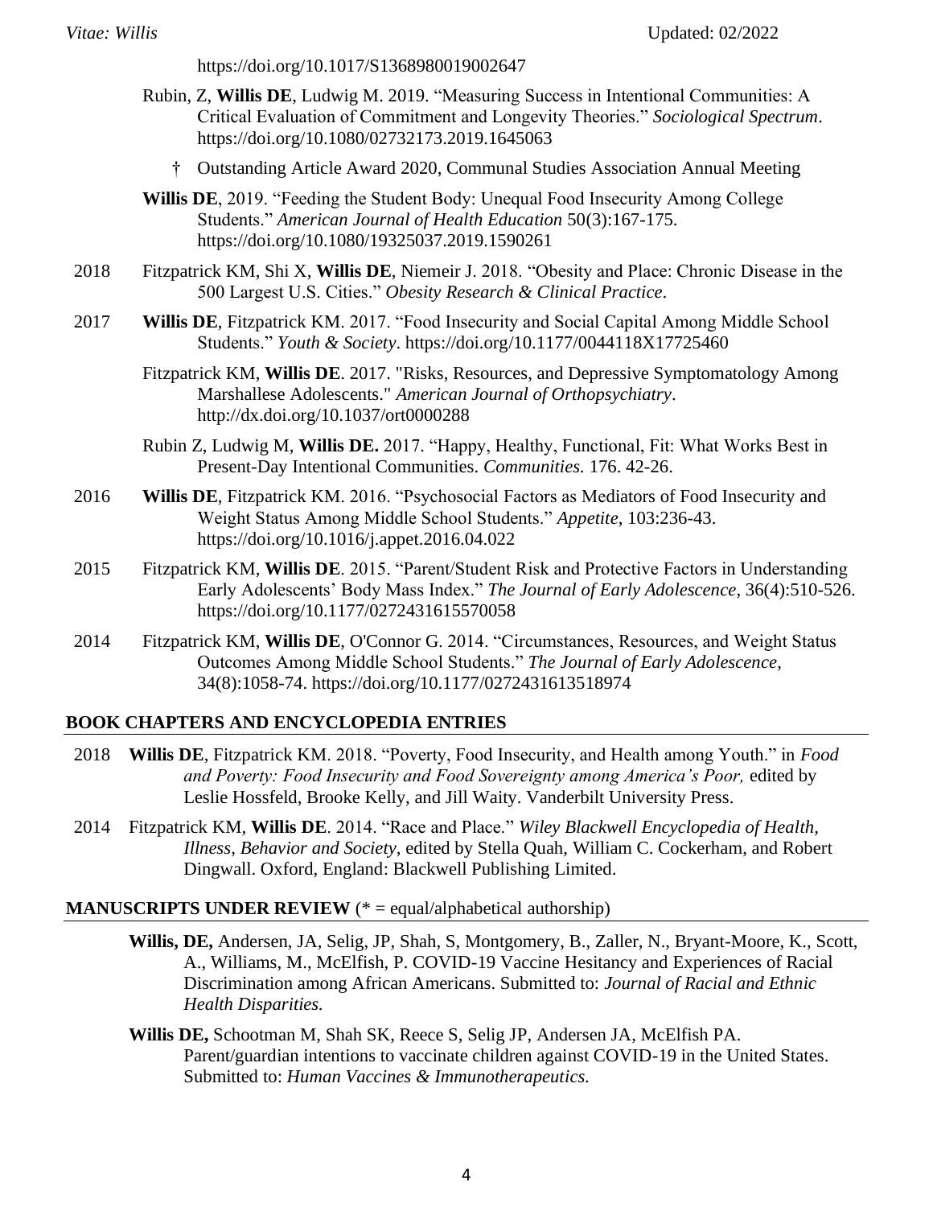https://doi.org/10.1017/S1368980019002647

Rubin, Z, **Willis DE**, Ludwig M. 2019. "Measuring Success in Intentional Communities: A Critical Evaluation of Commitment and Longevity Theories." *Sociological Spectrum*. https://doi.org/10.1080/02732173.2019.1645063

† Outstanding Article Award 2020, Communal Studies Association Annual Meeting

**Willis DE**, 2019. "Feeding the Student Body: Unequal Food Insecurity Among College Students." *American Journal of Health Education* 50(3):167-175. https://doi.org/10.1080/19325037.2019.1590261

2018 Fitzpatrick KM, Shi X, **Willis DE**, Niemeir J. 2018. "Obesity and Place: Chronic Disease in the 500 Largest U.S. Cities." *Obesity Research & Clinical Practice*.

2017 **Willis DE**, Fitzpatrick KM. 2017. "Food Insecurity and Social Capital Among Middle School Students." *Youth & Society*. https://doi.org/10.1177/0044118X17725460

Fitzpatrick KM, **Willis DE**. 2017. "Risks, Resources, and Depressive Symptomatology Among Marshallese Adolescents." *American Journal of Orthopsychiatry*. http://dx.doi.org/10.1037/ort0000288

Rubin Z, Ludwig M, **Willis DE.** 2017. "Happy, Healthy, Functional, Fit: What Works Best in Present-Day Intentional Communities. *Communities.* 176. 42-26.

2016 **Willis DE**, Fitzpatrick KM. 2016. "Psychosocial Factors as Mediators of Food Insecurity and Weight Status Among Middle School Students." *Appetite*, 103:236-43. https://doi.org/10.1016/j.appet.2016.04.022

2015 Fitzpatrick KM, **Willis DE**. 2015. "Parent/Student Risk and Protective Factors in Understanding Early Adolescents' Body Mass Index." *The Journal of Early Adolescence*, 36(4):510-526. https://doi.org/10.1177/0272431615570058

2014 Fitzpatrick KM, **Willis DE**, O'Connor G. 2014. "Circumstances, Resources, and Weight Status Outcomes Among Middle School Students." *The Journal of Early Adolescence*, 34(8):1058-74. https://doi.org/10.1177/0272431613518974

## BOOK CHAPTERS AND ENCYCLOPEDIA ENTRIES

2018 **Willis DE**, Fitzpatrick KM. 2018. "Poverty, Food Insecurity, and Health among Youth." in *Food and Poverty: Food Insecurity and Food Sovereignty among America's Poor,* edited by Leslie Hossfeld, Brooke Kelly, and Jill Waity. Vanderbilt University Press.

2014 Fitzpatrick KM, **Willis DE**. 2014. "Race and Place." *Wiley Blackwell Encyclopedia of Health, Illness, Behavior and Society*, edited by Stella Quah, William C. Cockerham, and Robert Dingwall. Oxford, England: Blackwell Publishing Limited.

## MANUSCRIPTS UNDER REVIEW (* = equal/alphabetical authorship)

**Willis, DE,** Andersen, JA, Selig, JP, Shah, S, Montgomery, B., Zaller, N., Bryant-Moore, K., Scott, A., Williams, M., McElfish, P. COVID-19 Vaccine Hesitancy and Experiences of Racial Discrimination among African Americans. Submitted to: *Journal of Racial and Ethnic Health Disparities.*

**Willis DE,** Schootman M, Shah SK, Reece S, Selig JP, Andersen JA, McElfish PA. Parent/guardian intentions to vaccinate children against COVID-19 in the United States. Submitted to: *Human Vaccines & Immunotherapeutics.*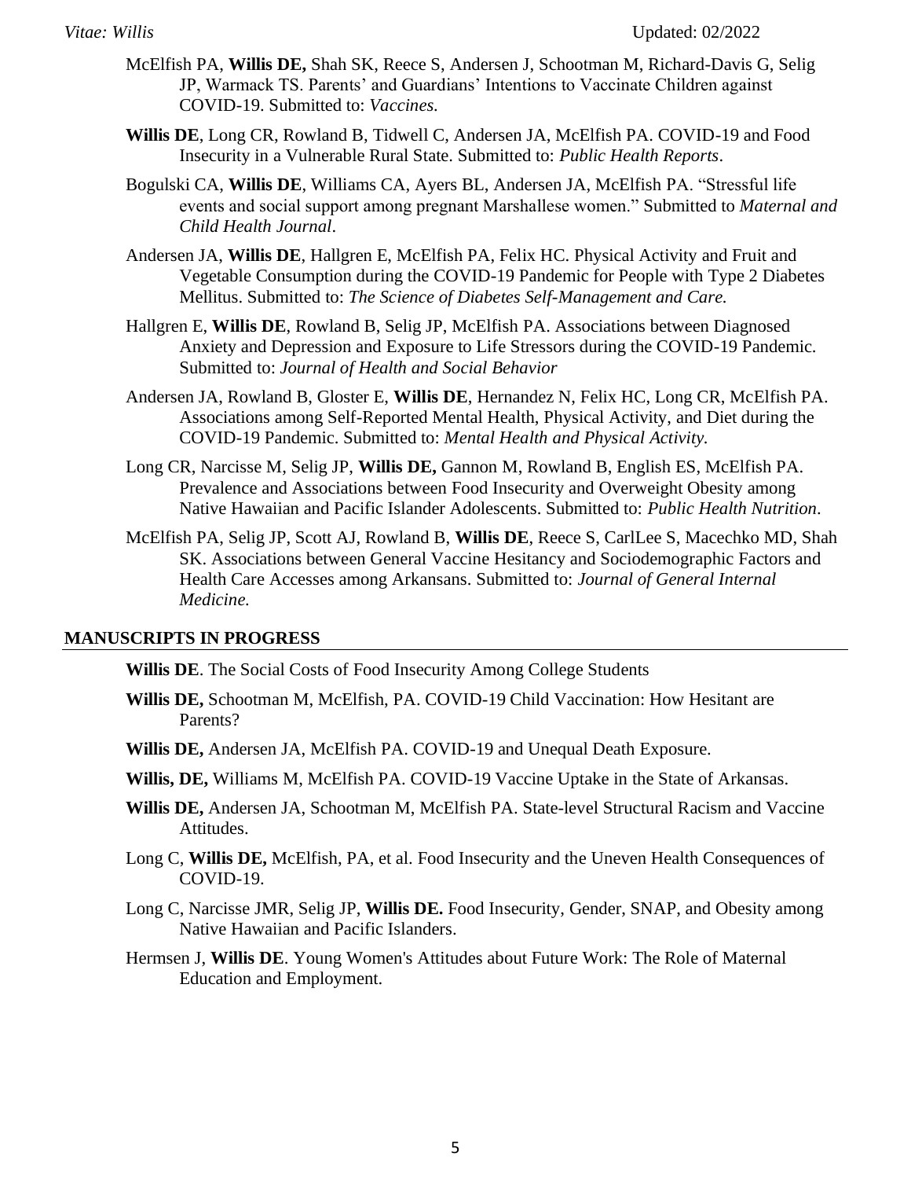McElfish PA, **Willis DE,** Shah SK, Reece S, Andersen J, Schootman M, Richard-Davis G, Selig JP, Warmack TS. Parents' and Guardians' Intentions to Vaccinate Children against COVID-19. Submitted to: *Vaccines.*

**Willis DE**, Long CR, Rowland B, Tidwell C, Andersen JA, McElfish PA. COVID-19 and Food Insecurity in a Vulnerable Rural State. Submitted to: *Public Health Reports*.

Bogulski CA, **Willis DE**, Williams CA, Ayers BL, Andersen JA, McElfish PA. "Stressful life events and social support among pregnant Marshallese women." Submitted to *Maternal and Child Health Journal*.

Andersen JA, **Willis DE**, Hallgren E, McElfish PA, Felix HC. Physical Activity and Fruit and Vegetable Consumption during the COVID-19 Pandemic for People with Type 2 Diabetes Mellitus. Submitted to: *The Science of Diabetes Self-Management and Care.*

Hallgren E, **Willis DE**, Rowland B, Selig JP, McElfish PA. Associations between Diagnosed Anxiety and Depression and Exposure to Life Stressors during the COVID-19 Pandemic. Submitted to: *Journal of Health and Social Behavior*

Andersen JA, Rowland B, Gloster E, **Willis DE**, Hernandez N, Felix HC, Long CR, McElfish PA. Associations among Self-Reported Mental Health, Physical Activity, and Diet during the COVID-19 Pandemic. Submitted to: *Mental Health and Physical Activity.*

Long CR, Narcisse M, Selig JP, **Willis DE,** Gannon M, Rowland B, English ES, McElfish PA. Prevalence and Associations between Food Insecurity and Overweight Obesity among Native Hawaiian and Pacific Islander Adolescents. Submitted to: *Public Health Nutrition*.

McElfish PA, Selig JP, Scott AJ, Rowland B, **Willis DE**, Reece S, CarlLee S, Macechko MD, Shah SK. Associations between General Vaccine Hesitancy and Sociodemographic Factors and Health Care Accesses among Arkansans. Submitted to: *Journal of General Internal Medicine.*

## MANUSCRIPTS IN PROGRESS

**Willis DE**. The Social Costs of Food Insecurity Among College Students

**Willis DE,** Schootman M, McElfish, PA. COVID-19 Child Vaccination: How Hesitant are Parents?

**Willis DE,** Andersen JA, McElfish PA. COVID-19 and Unequal Death Exposure.

**Willis, DE,** Williams M, McElfish PA. COVID-19 Vaccine Uptake in the State of Arkansas.

**Willis DE,** Andersen JA, Schootman M, McElfish PA. State-level Structural Racism and Vaccine Attitudes.

Long C, **Willis DE,** McElfish, PA, et al. Food Insecurity and the Uneven Health Consequences of COVID-19.

Long C, Narcisse JMR, Selig JP, **Willis DE.** Food Insecurity, Gender, SNAP, and Obesity among Native Hawaiian and Pacific Islanders.

Hermsen J, **Willis DE**. Young Women's Attitudes about Future Work: The Role of Maternal Education and Employment.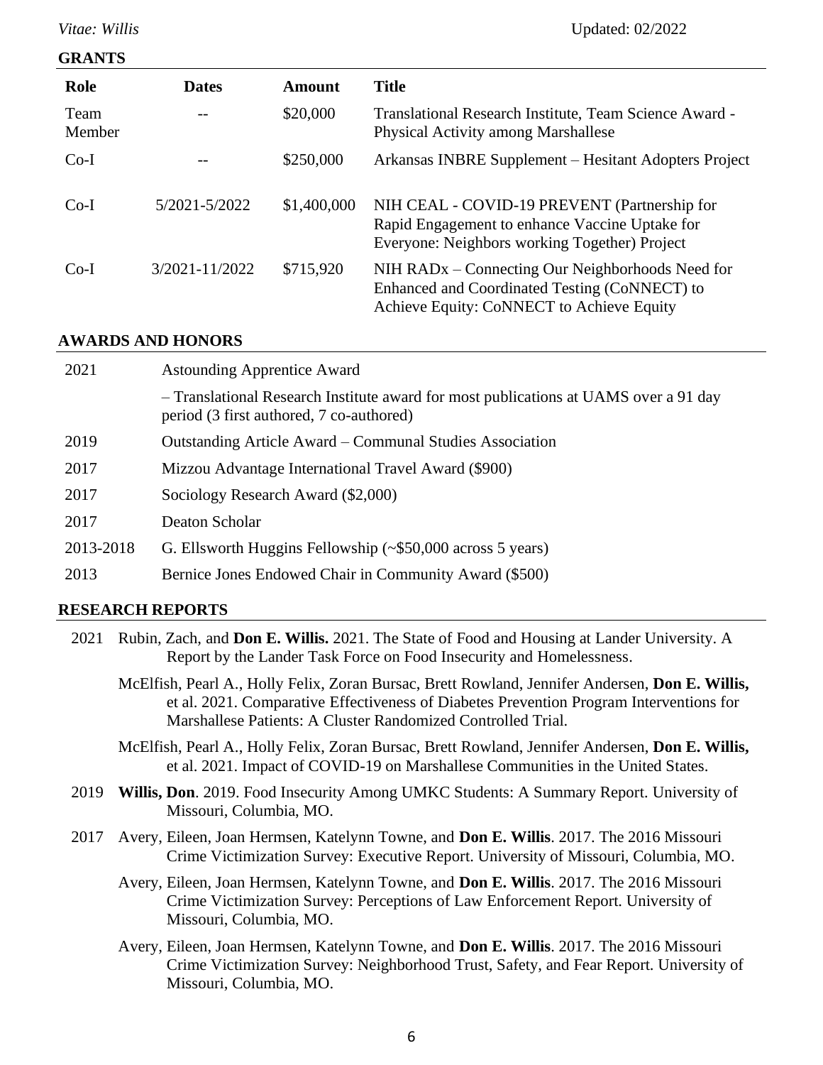## GRANTS

| Role | Dates | Amount | Title |
|---|---|---|---|
| Team Member | -- | \$20,000 | Translational Research Institute, Team Science Award - Physical Activity among Marshallese |
| Co-I | -- | \$250,000 | Arkansas INBRE Supplement – Hesitant Adopters Project |
| Co-I | 5/2021-5/2022 | \$1,400,000 | NIH CEAL - COVID-19 PREVENT (Partnership for Rapid Engagement to enhance Vaccine Uptake for Everyone: Neighbors working Together) Project |
| Co-I | 3/2021-11/2022 | \$715,920 | NIH RADx – Connecting Our Neighborhoods Need for Enhanced and Coordinated Testing (CoNNECT) to Achieve Equity: CoNNECT to Achieve Equity |

## AWARDS AND HONORS

2021 Astounding Apprentice Award
– Translational Research Institute award for most publications at UAMS over a 91 day period (3 first authored, 7 co-authored)

2019 Outstanding Article Award – Communal Studies Association

2017 Mizzou Advantage International Travel Award (\$900)

2017 Sociology Research Award (\$2,000)

2017 Deaton Scholar

2013-2018 G. Ellsworth Huggins Fellowship (~\$50,000 across 5 years)

2013 Bernice Jones Endowed Chair in Community Award (\$500)

## RESEARCH REPORTS

2021 Rubin, Zach, and **Don E. Willis.** 2021. The State of Food and Housing at Lander University. A Report by the Lander Task Force on Food Insecurity and Homelessness.

McElfish, Pearl A., Holly Felix, Zoran Bursac, Brett Rowland, Jennifer Andersen, **Don E. Willis,** et al. 2021. Comparative Effectiveness of Diabetes Prevention Program Interventions for Marshallese Patients: A Cluster Randomized Controlled Trial.

McElfish, Pearl A., Holly Felix, Zoran Bursac, Brett Rowland, Jennifer Andersen, **Don E. Willis,** et al. 2021. Impact of COVID-19 on Marshallese Communities in the United States.

2019 **Willis, Don**. 2019. Food Insecurity Among UMKC Students: A Summary Report. University of Missouri, Columbia, MO.

2017 Avery, Eileen, Joan Hermsen, Katelynn Towne, and **Don E. Willis**. 2017. The 2016 Missouri Crime Victimization Survey: Executive Report. University of Missouri, Columbia, MO.

Avery, Eileen, Joan Hermsen, Katelynn Towne, and **Don E. Willis**. 2017. The 2016 Missouri Crime Victimization Survey: Perceptions of Law Enforcement Report. University of Missouri, Columbia, MO.

Avery, Eileen, Joan Hermsen, Katelynn Towne, and **Don E. Willis**. 2017. The 2016 Missouri Crime Victimization Survey: Neighborhood Trust, Safety, and Fear Report. University of Missouri, Columbia, MO.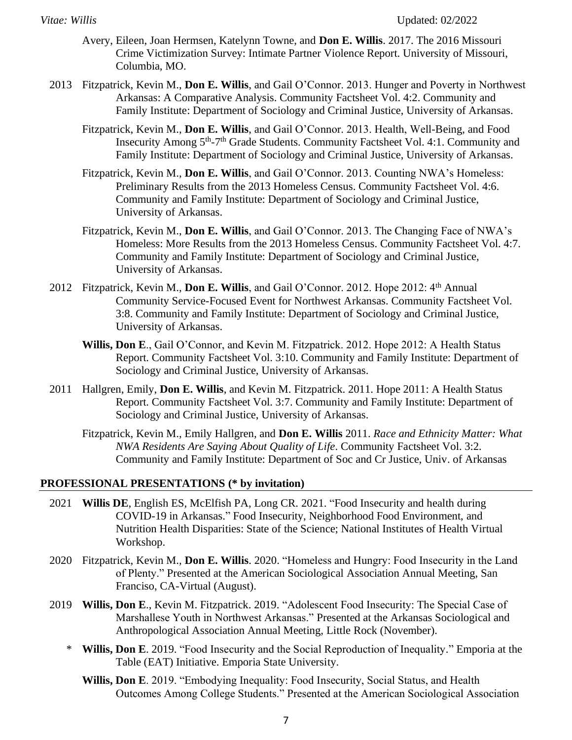Avery, Eileen, Joan Hermsen, Katelynn Towne, and **Don E. Willis**. 2017. The 2016 Missouri Crime Victimization Survey: Intimate Partner Violence Report. University of Missouri, Columbia, MO.

2013 Fitzpatrick, Kevin M., **Don E. Willis**, and Gail O'Connor. 2013. Hunger and Poverty in Northwest Arkansas: A Comparative Analysis. Community Factsheet Vol. 4:2. Community and Family Institute: Department of Sociology and Criminal Justice, University of Arkansas.

Fitzpatrick, Kevin M., **Don E. Willis**, and Gail O'Connor. 2013. Health, Well-Being, and Food Insecurity Among 5th-7th Grade Students. Community Factsheet Vol. 4:1. Community and Family Institute: Department of Sociology and Criminal Justice, University of Arkansas.

Fitzpatrick, Kevin M., **Don E. Willis**, and Gail O'Connor. 2013. Counting NWA's Homeless: Preliminary Results from the 2013 Homeless Census. Community Factsheet Vol. 4:6. Community and Family Institute: Department of Sociology and Criminal Justice, University of Arkansas.

Fitzpatrick, Kevin M., **Don E. Willis**, and Gail O'Connor. 2013. The Changing Face of NWA's Homeless: More Results from the 2013 Homeless Census. Community Factsheet Vol. 4:7. Community and Family Institute: Department of Sociology and Criminal Justice, University of Arkansas.

2012 Fitzpatrick, Kevin M., **Don E. Willis**, and Gail O'Connor. 2012. Hope 2012: 4th Annual Community Service-Focused Event for Northwest Arkansas. Community Factsheet Vol. 3:8. Community and Family Institute: Department of Sociology and Criminal Justice, University of Arkansas.

**Willis, Don E**., Gail O'Connor, and Kevin M. Fitzpatrick. 2012. Hope 2012: A Health Status Report. Community Factsheet Vol. 3:10. Community and Family Institute: Department of Sociology and Criminal Justice, University of Arkansas.

2011 Hallgren, Emily, **Don E. Willis**, and Kevin M. Fitzpatrick. 2011. Hope 2011: A Health Status Report. Community Factsheet Vol. 3:7. Community and Family Institute: Department of Sociology and Criminal Justice, University of Arkansas.

Fitzpatrick, Kevin M., Emily Hallgren, and **Don E. Willis** 2011. *Race and Ethnicity Matter: What NWA Residents Are Saying About Quality of Life*. Community Factsheet Vol. 3:2. Community and Family Institute: Department of Soc and Cr Justice, Univ. of Arkansas

## PROFESSIONAL PRESENTATIONS (* by invitation)

2021 **Willis DE**, English ES, McElfish PA, Long CR. 2021. "Food Insecurity and health during COVID-19 in Arkansas." Food Insecurity, Neighborhood Food Environment, and Nutrition Health Disparities: State of the Science; National Institutes of Health Virtual Workshop.

2020 Fitzpatrick, Kevin M., **Don E. Willis**. 2020. "Homeless and Hungry: Food Insecurity in the Land of Plenty." Presented at the American Sociological Association Annual Meeting, San Francisco, CA-Virtual (August).

2019 **Willis, Don E**., Kevin M. Fitzpatrick. 2019. "Adolescent Food Insecurity: The Special Case of Marshallese Youth in Northwest Arkansas." Presented at the Arkansas Sociological and Anthropological Association Annual Meeting, Little Rock (November).

\* **Willis, Don E**. 2019. "Food Insecurity and the Social Reproduction of Inequality." Emporia at the Table (EAT) Initiative. Emporia State University.

**Willis, Don E**. 2019. "Embodying Inequality: Food Insecurity, Social Status, and Health Outcomes Among College Students." Presented at the American Sociological Association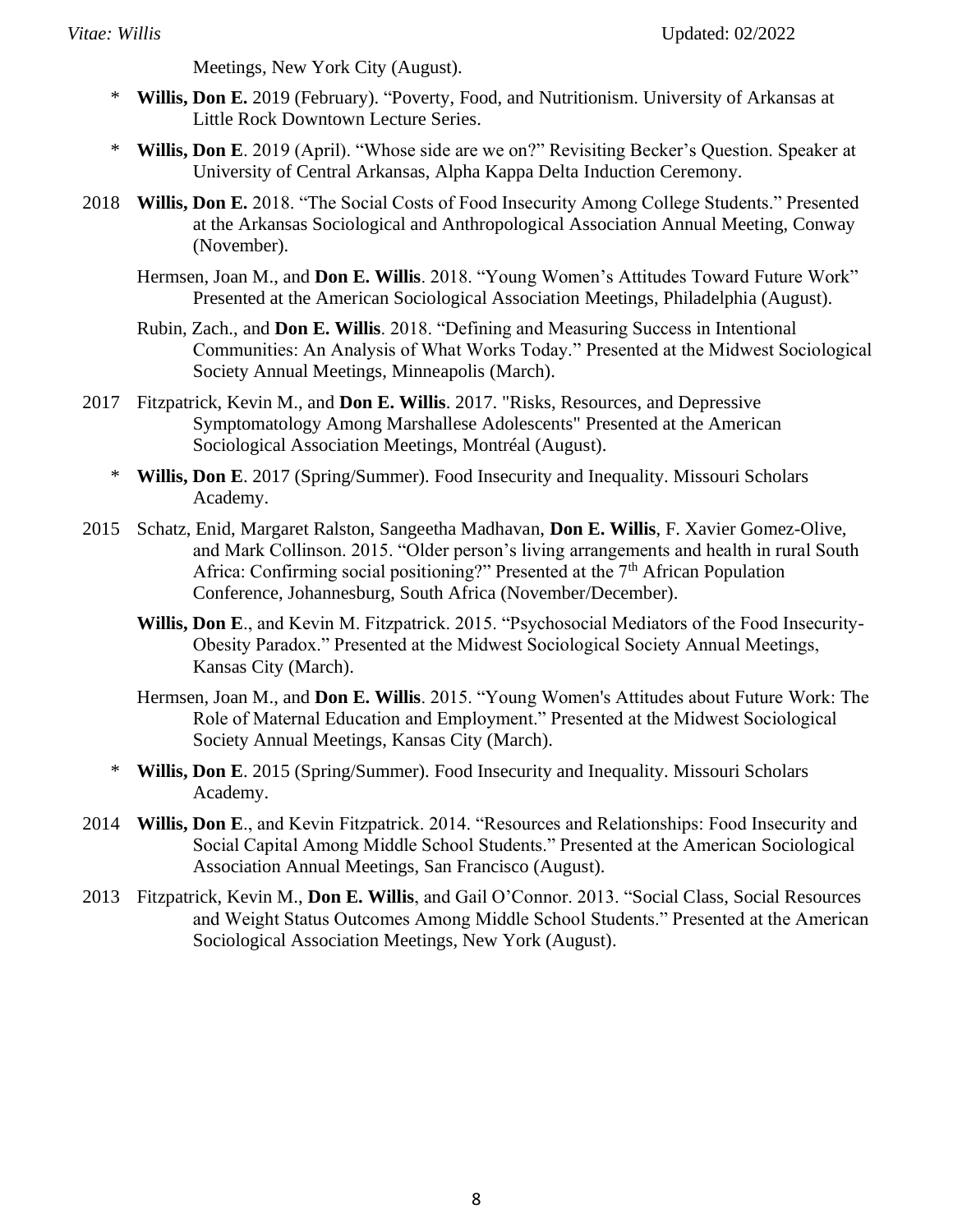Meetings, New York City (August).

- \* **Willis, Don E.** 2019 (February). "Poverty, Food, and Nutritionism. University of Arkansas at Little Rock Downtown Lecture Series.
- \* **Willis, Don E**. 2019 (April). "Whose side are we on?" Revisiting Becker's Question. Speaker at University of Central Arkansas, Alpha Kappa Delta Induction Ceremony.

2018 **Willis, Don E.** 2018. "The Social Costs of Food Insecurity Among College Students." Presented at the Arkansas Sociological and Anthropological Association Annual Meeting, Conway (November).

Hermsen, Joan M., and **Don E. Willis**. 2018. "Young Women's Attitudes Toward Future Work" Presented at the American Sociological Association Meetings, Philadelphia (August).

Rubin, Zach., and **Don E. Willis**. 2018. "Defining and Measuring Success in Intentional Communities: An Analysis of What Works Today." Presented at the Midwest Sociological Society Annual Meetings, Minneapolis (March).

2017 Fitzpatrick, Kevin M., and **Don E. Willis**. 2017. "Risks, Resources, and Depressive Symptomatology Among Marshallese Adolescents" Presented at the American Sociological Association Meetings, Montréal (August).

- \* **Willis, Don E**. 2017 (Spring/Summer). Food Insecurity and Inequality. Missouri Scholars Academy.

2015 Schatz, Enid, Margaret Ralston, Sangeetha Madhavan, **Don E. Willis**, F. Xavier Gomez-Olive, and Mark Collinson. 2015. "Older person's living arrangements and health in rural South Africa: Confirming social positioning?" Presented at the 7th African Population Conference, Johannesburg, South Africa (November/December).

**Willis, Don E**., and Kevin M. Fitzpatrick. 2015. "Psychosocial Mediators of the Food Insecurity-Obesity Paradox." Presented at the Midwest Sociological Society Annual Meetings, Kansas City (March).

Hermsen, Joan M., and **Don E. Willis**. 2015. "Young Women's Attitudes about Future Work: The Role of Maternal Education and Employment." Presented at the Midwest Sociological Society Annual Meetings, Kansas City (March).

- \* **Willis, Don E**. 2015 (Spring/Summer). Food Insecurity and Inequality. Missouri Scholars Academy.

2014 **Willis, Don E**., and Kevin Fitzpatrick. 2014. "Resources and Relationships: Food Insecurity and Social Capital Among Middle School Students." Presented at the American Sociological Association Annual Meetings, San Francisco (August).

2013 Fitzpatrick, Kevin M., **Don E. Willis**, and Gail O'Connor. 2013. "Social Class, Social Resources and Weight Status Outcomes Among Middle School Students." Presented at the American Sociological Association Meetings, New York (August).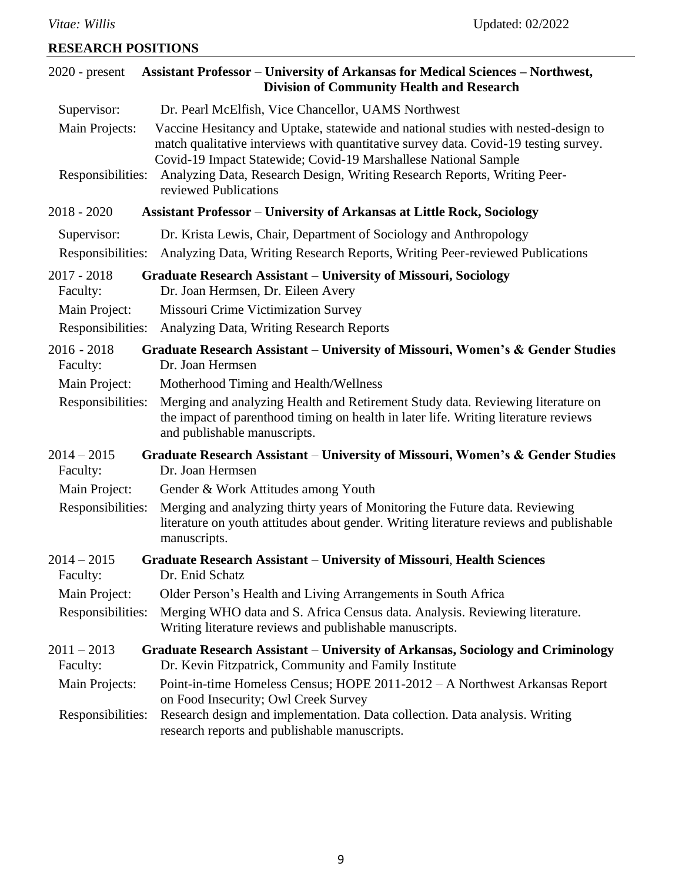## RESEARCH POSITIONS

**2020 - present** **Assistant Professor – University of Arkansas for Medical Sciences – Northwest, Division of Community Health and Research**

- Supervisor: Dr. Pearl McElfish, Vice Chancellor, UAMS Northwest
- Main Projects: Vaccine Hesitancy and Uptake, statewide and national studies with nested-design to match qualitative interviews with quantitative survey data. Covid-19 testing survey. Covid-19 Impact Statewide; Covid-19 Marshallese National Sample
- Responsibilities: Analyzing Data, Research Design, Writing Research Reports, Writing Peer-reviewed Publications

**2018 - 2020** **Assistant Professor – University of Arkansas at Little Rock, Sociology**

- Supervisor: Dr. Krista Lewis, Chair, Department of Sociology and Anthropology
- Responsibilities: Analyzing Data, Writing Research Reports, Writing Peer-reviewed Publications

**2017 - 2018** **Graduate Research Assistant – University of Missouri, Sociology**

- Faculty: Dr. Joan Hermsen, Dr. Eileen Avery
- Main Project: Missouri Crime Victimization Survey
- Responsibilities: Analyzing Data, Writing Research Reports

**2016 - 2018** **Graduate Research Assistant – University of Missouri, Women's & Gender Studies**

- Faculty: Dr. Joan Hermsen
- Main Project: Motherhood Timing and Health/Wellness
- Responsibilities: Merging and analyzing Health and Retirement Study data. Reviewing literature on the impact of parenthood timing on health in later life. Writing literature reviews and publishable manuscripts.

**2014 – 2015** **Graduate Research Assistant – University of Missouri, Women's & Gender Studies**

- Faculty: Dr. Joan Hermsen
- Main Project: Gender & Work Attitudes among Youth
- Responsibilities: Merging and analyzing thirty years of Monitoring the Future data. Reviewing literature on youth attitudes about gender. Writing literature reviews and publishable manuscripts.

**2014 – 2015** **Graduate Research Assistant – University of Missouri, Health Sciences**

- Faculty: Dr. Enid Schatz
- Main Project: Older Person's Health and Living Arrangements in South Africa
- Responsibilities: Merging WHO data and S. Africa Census data. Analysis. Reviewing literature. Writing literature reviews and publishable manuscripts.

**2011 – 2013** **Graduate Research Assistant – University of Arkansas, Sociology and Criminology**

- Faculty: Dr. Kevin Fitzpatrick, Community and Family Institute
- Main Projects: Point-in-time Homeless Census; HOPE 2011-2012 – A Northwest Arkansas Report on Food Insecurity; Owl Creek Survey
- Responsibilities: Research design and implementation. Data collection. Data analysis. Writing research reports and publishable manuscripts.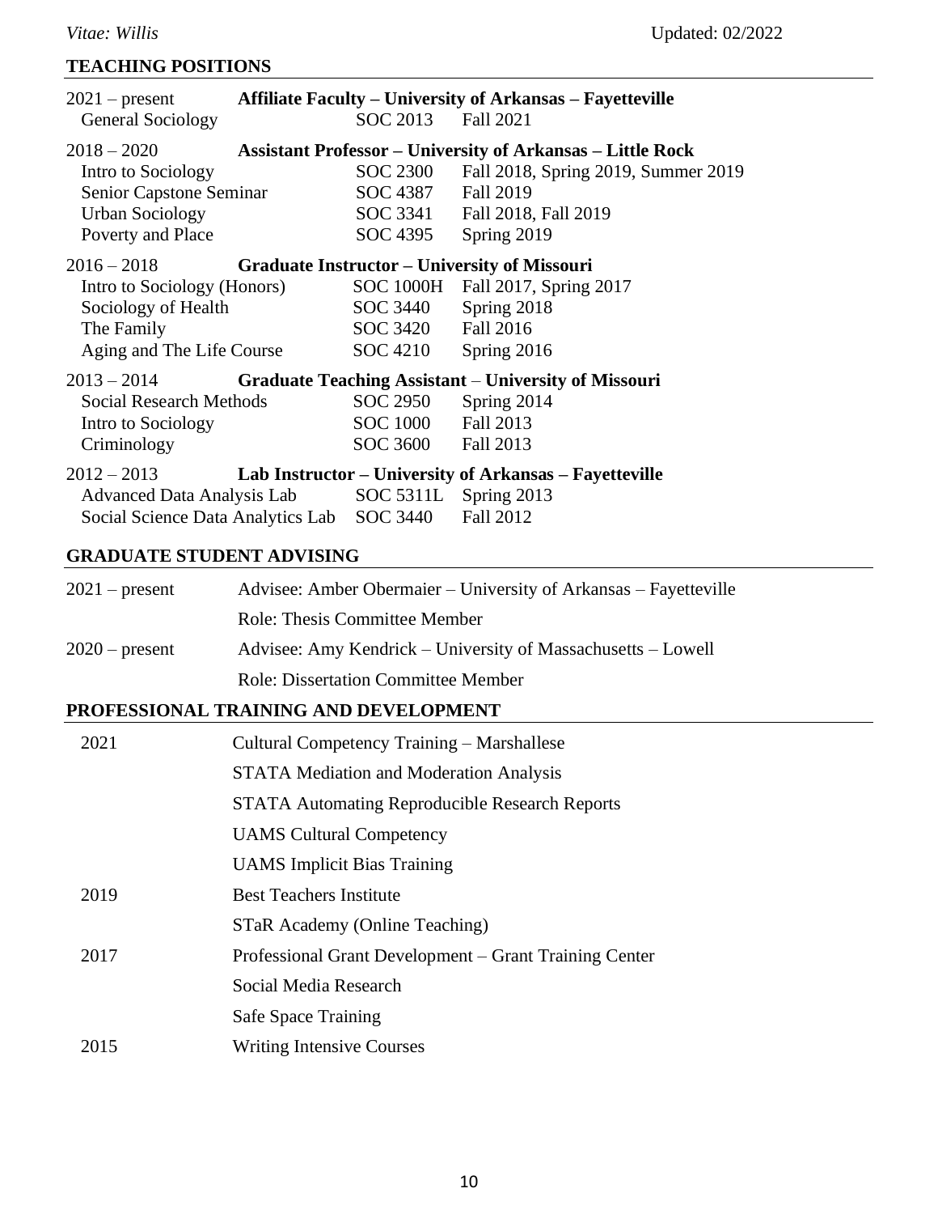## TEACHING POSITIONS

**2021 – present — Affiliate Faculty – University of Arkansas – Fayetteville**

| Course | Number | Terms |
|---|---|---|
| General Sociology | SOC 2013 | Fall 2021 |

**2018 – 2020 — Assistant Professor – University of Arkansas – Little Rock**

| Course | Number | Terms |
|---|---|---|
| Intro to Sociology | SOC 2300 | Fall 2018, Spring 2019, Summer 2019 |
| Senior Capstone Seminar | SOC 4387 | Fall 2019 |
| Urban Sociology | SOC 3341 | Fall 2018, Fall 2019 |
| Poverty and Place | SOC 4395 | Spring 2019 |

**2016 – 2018 — Graduate Instructor – University of Missouri**

| Course | Number | Terms |
|---|---|---|
| Intro to Sociology (Honors) | SOC 1000H | Fall 2017, Spring 2017 |
| Sociology of Health | SOC 3440 | Spring 2018 |
| The Family | SOC 3420 | Fall 2016 |
| Aging and The Life Course | SOC 4210 | Spring 2016 |

**2013 – 2014 — Graduate Teaching Assistant – University of Missouri**

| Course | Number | Terms |
|---|---|---|
| Social Research Methods | SOC 2950 | Spring 2014 |
| Intro to Sociology | SOC 1000 | Fall 2013 |
| Criminology | SOC 3600 | Fall 2013 |

**2012 – 2013 — Lab Instructor – University of Arkansas – Fayetteville**

| Course | Number | Terms |
|---|---|---|
| Advanced Data Analysis Lab | SOC 5311L | Spring 2013 |
| Social Science Data Analytics Lab | SOC 3440 | Fall 2012 |

## GRADUATE STUDENT ADVISING

2021 – present — Advisee: Amber Obermaier – University of Arkansas – Fayetteville
Role: Thesis Committee Member

2020 – present — Advisee: Amy Kendrick – University of Massachusetts – Lowell
Role: Dissertation Committee Member

## PROFESSIONAL TRAINING AND DEVELOPMENT

2021
- Cultural Competency Training – Marshallese
- STATA Mediation and Moderation Analysis
- STATA Automating Reproducible Research Reports
- UAMS Cultural Competency
- UAMS Implicit Bias Training

2019
- Best Teachers Institute
- STaR Academy (Online Teaching)

2017
- Professional Grant Development – Grant Training Center
- Social Media Research
- Safe Space Training

2015
- Writing Intensive Courses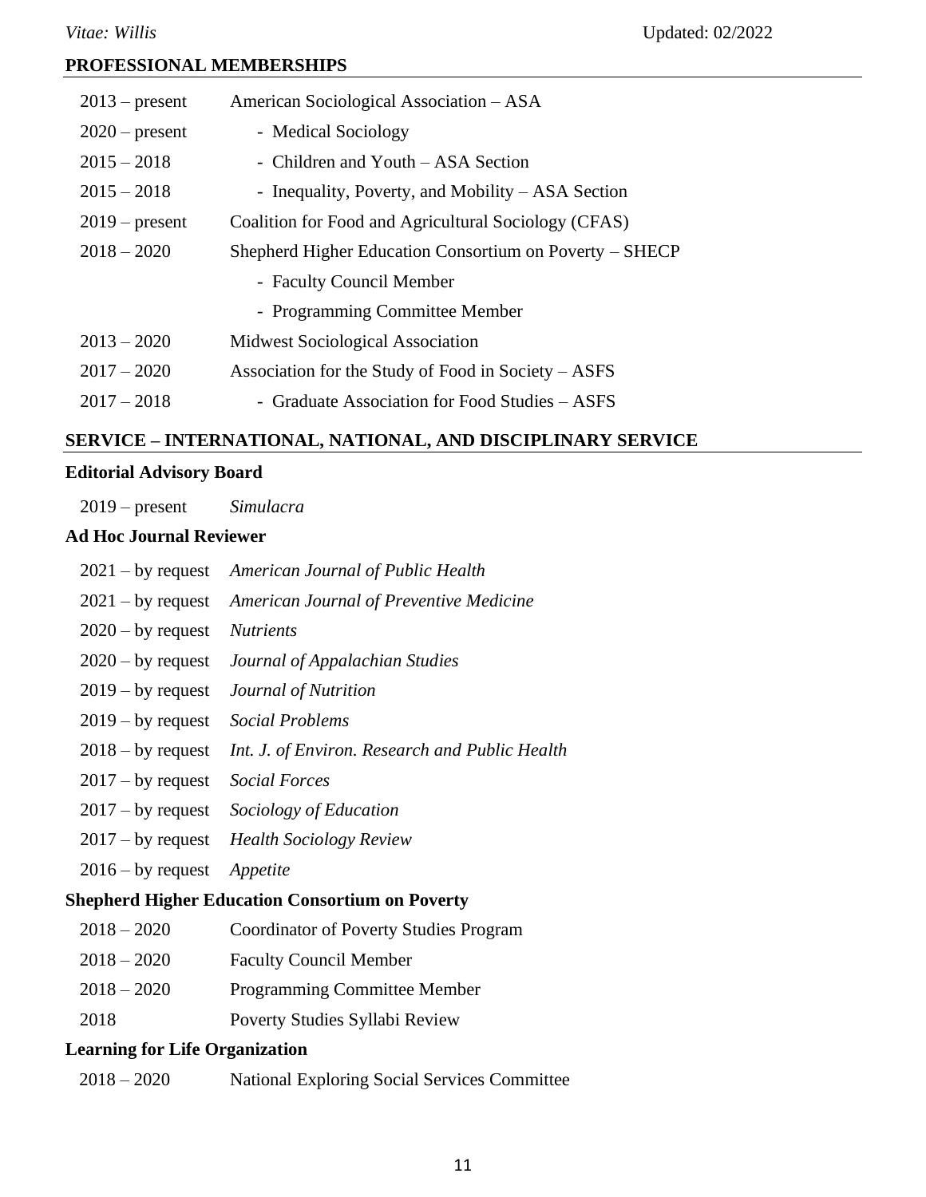## PROFESSIONAL MEMBERSHIPS

| | |
|---|---|
| 2013 – present | American Sociological Association – ASA |
| 2020 – present | - Medical Sociology |
| 2015 – 2018 | - Children and Youth – ASA Section |
| 2015 – 2018 | - Inequality, Poverty, and Mobility – ASA Section |
| 2019 – present | Coalition for Food and Agricultural Sociology (CFAS) |
| 2018 – 2020 | Shepherd Higher Education Consortium on Poverty – SHECP |
| | - Faculty Council Member |
| | - Programming Committee Member |
| 2013 – 2020 | Midwest Sociological Association |
| 2017 – 2020 | Association for the Study of Food in Society – ASFS |
| 2017 – 2018 | - Graduate Association for Food Studies – ASFS |

## SERVICE – INTERNATIONAL, NATIONAL, AND DISCIPLINARY SERVICE

### Editorial Advisory Board

| | |
|---|---|
| 2019 – present | *Simulacra* |

### Ad Hoc Journal Reviewer

| | |
|---|---|
| 2021 – by request | *American Journal of Public Health* |
| 2021 – by request | *American Journal of Preventive Medicine* |
| 2020 – by request | *Nutrients* |
| 2020 – by request | *Journal of Appalachian Studies* |
| 2019 – by request | *Journal of Nutrition* |
| 2019 – by request | *Social Problems* |
| 2018 – by request | *Int. J. of Environ. Research and Public Health* |
| 2017 – by request | *Social Forces* |
| 2017 – by request | *Sociology of Education* |
| 2017 – by request | *Health Sociology Review* |
| 2016 – by request | *Appetite* |

### Shepherd Higher Education Consortium on Poverty

| | |
|---|---|
| 2018 – 2020 | Coordinator of Poverty Studies Program |
| 2018 – 2020 | Faculty Council Member |
| 2018 – 2020 | Programming Committee Member |
| 2018 | Poverty Studies Syllabi Review |

### Learning for Life Organization

| | |
|---|---|
| 2018 – 2020 | National Exploring Social Services Committee |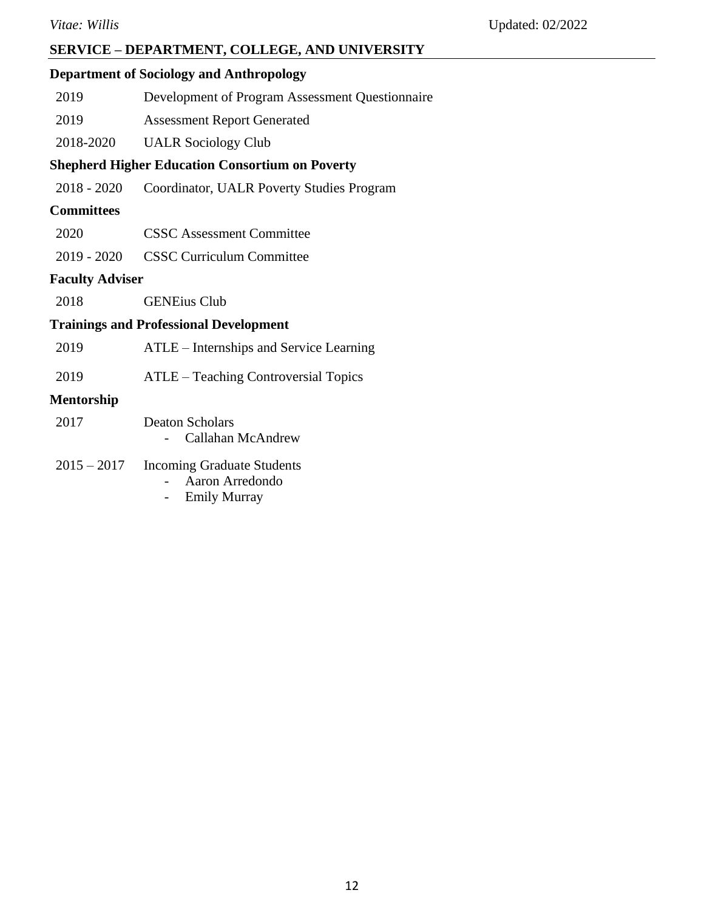## SERVICE – DEPARTMENT, COLLEGE, AND UNIVERSITY

### Department of Sociology and Anthropology

| | |
|---|---|
| 2019 | Development of Program Assessment Questionnaire |
| 2019 | Assessment Report Generated |
| 2018-2020 | UALR Sociology Club |

### Shepherd Higher Education Consortium on Poverty

| | |
|---|---|
| 2018 - 2020 | Coordinator, UALR Poverty Studies Program |

### Committees

| | |
|---|---|
| 2020 | CSSC Assessment Committee |
| 2019 - 2020 | CSSC Curriculum Committee |

### Faculty Adviser

| | |
|---|---|
| 2018 | GENEius Club |

### Trainings and Professional Development

| | |
|---|---|
| 2019 | ATLE – Internships and Service Learning |
| 2019 | ATLE – Teaching Controversial Topics |

### Mentorship

2017 Deaton Scholars
- Callahan McAndrew

2015 – 2017 Incoming Graduate Students
- Aaron Arredondo
- Emily Murray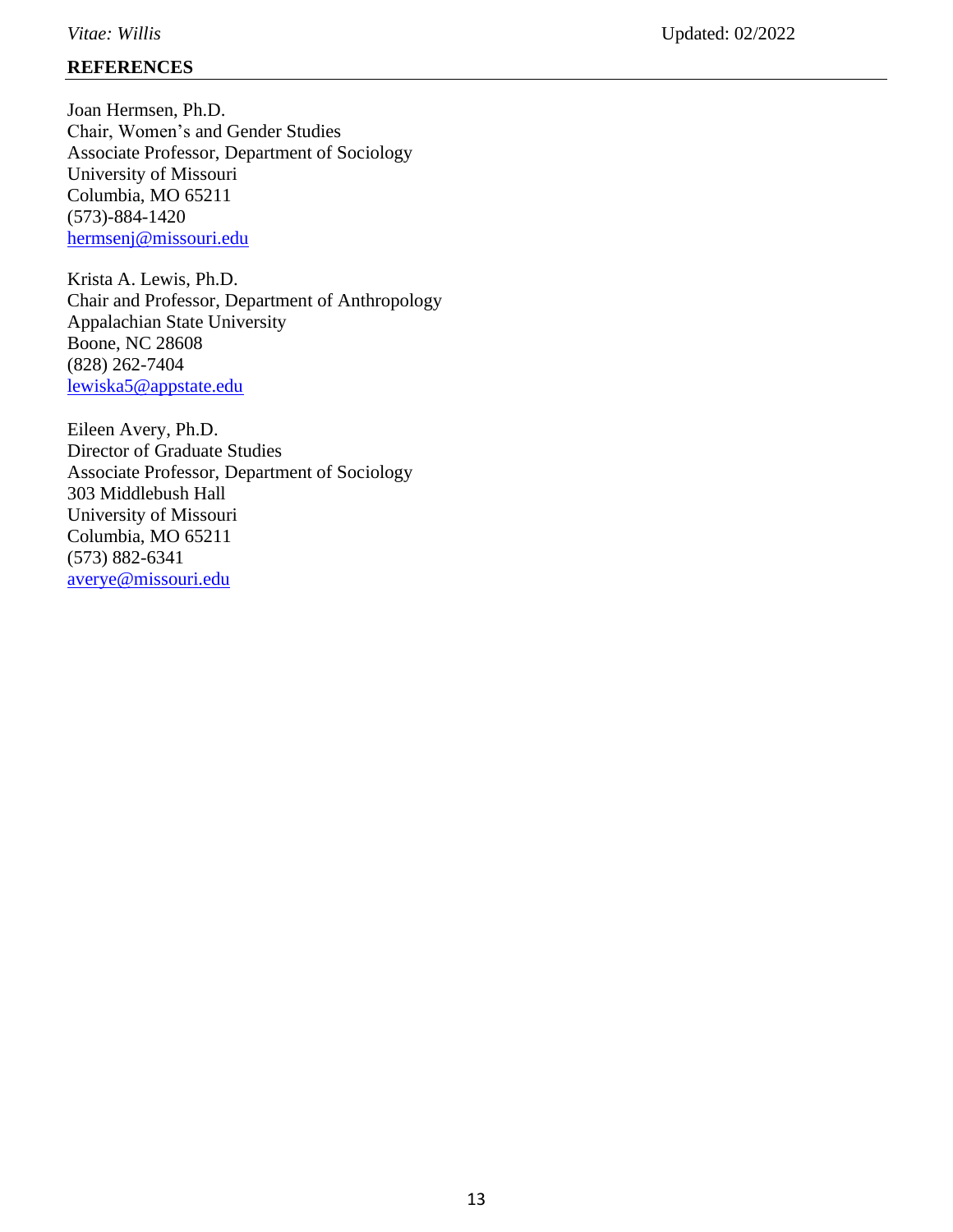## REFERENCES

Joan Hermsen, Ph.D.
Chair, Women's and Gender Studies
Associate Professor, Department of Sociology
University of Missouri
Columbia, MO 65211
(573)-884-1420
hermsenj@missouri.edu

Krista A. Lewis, Ph.D.
Chair and Professor, Department of Anthropology
Appalachian State University
Boone, NC 28608
(828) 262-7404
lewiska5@appstate.edu

Eileen Avery, Ph.D.
Director of Graduate Studies
Associate Professor, Department of Sociology
303 Middlebush Hall
University of Missouri
Columbia, MO 65211
(573) 882-6341
averye@missouri.edu